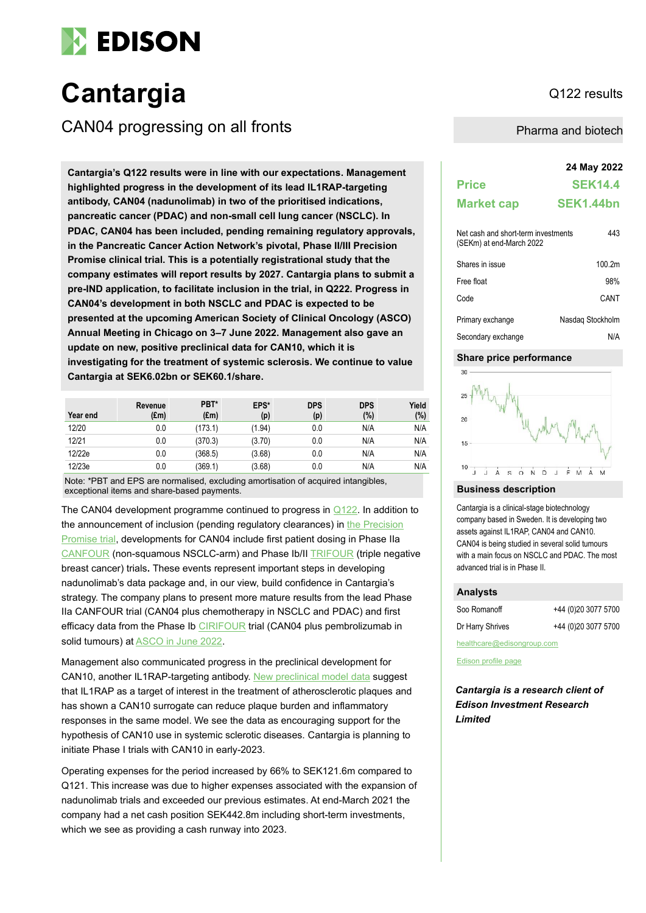# EDISON

# Cantargia

Q122 results

## CAN04 progressing on all fronts

Pharma and biotech

**Cantargia's Q122 results were in line with our expectations. Management highlighted progress in the development of its lead IL1RAP-targeting antibody, CAN04 (nadunolimab) in two of the prioritised indications, pancreatic cancer (PDAC) and non-small cell lung cancer (NSCLC). In PDAC, CAN04 has been included, pending remaining regulatory approvals, in the Pancreatic Cancer Action Network's pivotal, Phase II/III Precision Promise clinical trial. This is a potentially registrational study that the company estimates will report results by 2027. Cantargia plans to submit a pre-IND application, to facilitate inclusion in the trial, in Q222. Progress in CAN04's development in both NSCLC and PDAC is expected to be presented at the upcoming American Society of Clinical Oncology (ASCO) Annual Meeting in Chicago on 3–7 June 2022. Management also gave an update on new, positive preclinical data for CAN10, which it is investigating for the treatment of systemic sclerosis. We continue to value Cantargia at SEK6.02bn or SEK60.1/share.**

| Year end | Revenue (£m) | PBT* (£m) | EPS* (p) | DPS (p) | DPS (%) | Yield (%) |
|---|---|---|---|---|---|---|
| 12/20 | 0.0 | (173.1) | (1.94) | 0.0 | N/A | N/A |
| 12/21 | 0.0 | (370.3) | (3.70) | 0.0 | N/A | N/A |
| 12/22e | 0.0 | (368.5) | (3.68) | 0.0 | N/A | N/A |
| 12/23e | 0.0 | (369.1) | (3.68) | 0.0 | N/A | N/A |

Note: *PBT and EPS are normalised, excluding amortisation of acquired intangibles, exceptional items and share-based payments.

The CAN04 development programme continued to progress in Q122. In addition to the announcement of inclusion (pending regulatory clearances) in the Precision Promise trial, developments for CAN04 include first patient dosing in Phase IIa CANFOUR (non-squamous NSCLC-arm) and Phase Ib/II TRIFOUR (triple negative breast cancer) trials. These events represent important steps in developing nadunolimab's data package and, in our view, build confidence in Cantargia's strategy. The company plans to present more mature results from the lead Phase IIa CANFOUR trial (CAN04 plus chemotherapy in NSCLC and PDAC) and first efficacy data from the Phase Ib CIRIFOUR trial (CAN04 plus pembrolizumab in solid tumours) at ASCO in June 2022.

Management also communicated progress in the preclinical development for CAN10, another IL1RAP-targeting antibody. New preclinical model data suggest that IL1RAP as a target of interest in the treatment of atherosclerotic plaques and has shown a CAN10 surrogate can reduce plaque burden and inflammatory responses in the same model. We see the data as encouraging support for the hypothesis of CAN10 use in systemic sclerotic diseases. Cantargia is planning to initiate Phase I trials with CAN10 in early-2023.

Operating expenses for the period increased by 66% to SEK121.6m compared to Q121. This increase was due to higher expenses associated with the expansion of nadunolimab trials and exceeded our previous estimates. At end-March 2021 the company had a net cash position SEK442.8m including short-term investments, which we see as providing a cash runway into 2023.

**24 May 2022**

| | |
|---|---|
| **Price** | **SEK14.4** |
| **Market cap** | **SEK1.44bn** |

| | |
|---|---|
| Net cash and short-term investments (SEKm) at end-March 2022 | 443 |
| Shares in issue | 100.2m |
| Free float | 98% |
| Code | CANT |
| Primary exchange | Nasdaq Stockholm |
| Secondary exchange | N/A |

### Share price performance

### Business description

Cantargia is a clinical-stage biotechnology company based in Sweden. It is developing two assets against IL1RAP, CAN04 and CAN10. CAN04 is being studied in several solid tumours with a main focus on NSCLC and PDAC. The most advanced trial is in Phase II.

### Analysts

| | |
|---|---|
| Soo Romanoff | +44 (0)20 3077 5700 |
| Dr Harry Shrives | +44 (0)20 3077 5700 |

healthcare@edisongroup.com

Edison profile page

***Cantargia is a research client of Edison Investment Research Limited***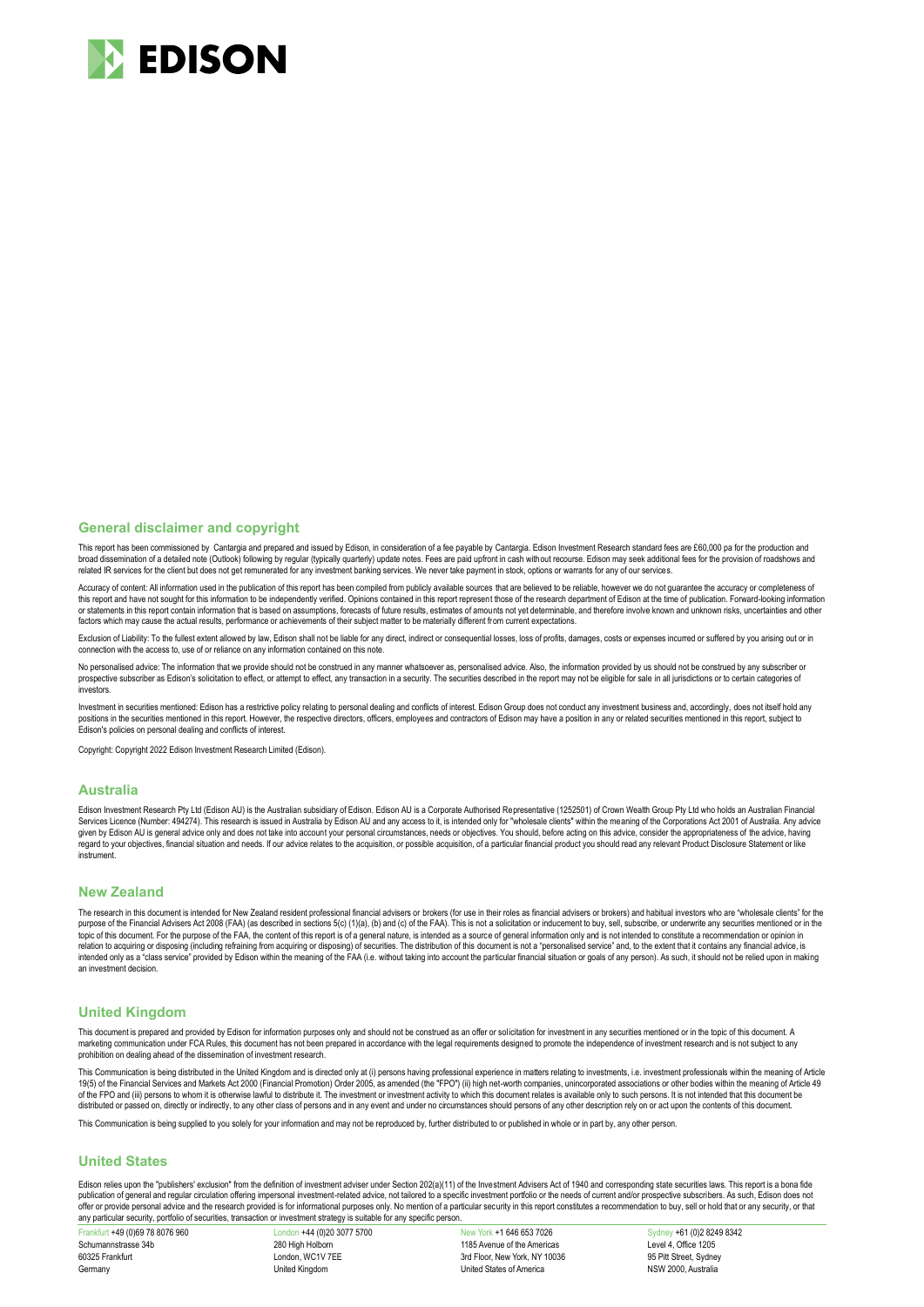# EDISON

## General disclaimer and copyright

This report has been commissioned by Cantargia and prepared and issued by Edison, in consideration of a fee payable by Cantargia. Edison Investment Research standard fees are £60,000 pa for the production and broad dissemination of a detailed note (Outlook) following by regular (typically quarterly) update notes. Fees are paid upfront in cash without recourse. Edison may seek additional fees for the provision of roadshows and related IR services for the client but does not get remunerated for any investment banking services. We never take payment in stock, options or warrants for any of our services.

Accuracy of content: All information used in the publication of this report has been compiled from publicly available sources that are believed to be reliable, however we do not guarantee the accuracy or completeness of this report and have not sought for this information to be independently verified. Opinions contained in this report represent those of the research department of Edison at the time of publication. Forward-looking information or statements in this report contain information that is based on assumptions, forecasts of future results, estimates of amounts not yet determinable, and therefore involve known and unknown risks, uncertainties and other factors which may cause the actual results, performance or achievements of their subject matter to be materially different from current expectations.

Exclusion of Liability: To the fullest extent allowed by law, Edison shall not be liable for any direct, indirect or consequential losses, loss of profits, damages, costs or expenses incurred or suffered by you arising out or in connection with the access to, use of or reliance on any information contained on this note.

No personalised advice: The information that we provide should not be construed in any manner whatsoever as, personalised advice. Also, the information provided by us should not be construed by any subscriber or prospective subscriber as Edison's solicitation to effect, or attempt to effect, any transaction in a security. The securities described in the report may not be eligible for sale in all jurisdictions or to certain categories of investors.

Investment in securities mentioned: Edison has a restrictive policy relating to personal dealing and conflicts of interest. Edison Group does not conduct any investment business and, accordingly, does not itself hold any positions in the securities mentioned in this report. However, the respective directors, officers, employees and contractors of Edison may have a position in any or related securities mentioned in this report, subject to Edison's policies on personal dealing and conflicts of interest.

Copyright: Copyright 2022 Edison Investment Research Limited (Edison).

## Australia

Edison Investment Research Pty Ltd (Edison AU) is the Australian subsidiary of Edison. Edison AU is a Corporate Authorised Representative (1252501) of Crown Wealth Group Pty Ltd who holds an Australian Financial Services Licence (Number: 494274). This research is issued in Australia by Edison AU and any access to it, is intended only for "wholesale clients" within the meaning of the Corporations Act 2001 of Australia. Any advice given by Edison AU is general advice only and does not take into account your personal circumstances, needs or objectives. You should, before acting on this advice, consider the appropriateness of the advice, having regard to your objectives, financial situation and needs. If our advice relates to the acquisition, or possible acquisition, of a particular financial product you should read any relevant Product Disclosure Statement or like instrument.

## New Zealand

The research in this document is intended for New Zealand resident professional financial advisers or brokers (for use in their roles as financial advisers or brokers) and habitual investors who are "wholesale clients" for the purpose of the Financial Advisers Act 2008 (FAA) (as described in sections 5(c) (1)(a), (b) and (c) of the FAA). This is not a solicitation or inducement to buy, sell, subscribe, or underwrite any securities mentioned or in the topic of this document. For the purpose of the FAA, the content of this report is of a general nature, is intended as a source of general information only and is not intended to constitute a recommendation or opinion in relation to acquiring or disposing (including refraining from acquiring or disposing) of securities. The distribution of this document is not a "personalised service" and, to the extent that it contains any financial advice, is intended only as a "class service" provided by Edison within the meaning of the FAA (i.e. without taking into account the particular financial situation or goals of any person). As such, it should not be relied upon in making an investment decision.

## United Kingdom

This document is prepared and provided by Edison for information purposes only and should not be construed as an offer or solicitation for investment in any securities mentioned or in the topic of this document. A marketing communication under FCA Rules, this document has not been prepared in accordance with the legal requirements designed to promote the independence of investment research and is not subject to any prohibition on dealing ahead of the dissemination of investment research.

This Communication is being distributed in the United Kingdom and is directed only at (i) persons having professional experience in matters relating to investments, i.e. investment professionals within the meaning of Article 19(5) of the Financial Services and Markets Act 2000 (Financial Promotion) Order 2005, as amended (the "FPO") (ii) high net-worth companies, unincorporated associations or other bodies within the meaning of Article 49 of the FPO and (iii) persons to whom it is otherwise lawful to distribute it. The investment or investment activity to which this document relates is available only to such persons. It is not intended that this document be distributed or passed on, directly or indirectly, to any other class of persons and in any event and under no circumstances should persons of any other description rely on or act upon the contents of this document.

This Communication is being supplied to you solely for your information and may not be reproduced by, further distributed to or published in whole or in part by, any other person.

## United States

Edison relies upon the "publishers' exclusion" from the definition of investment adviser under Section 202(a)(11) of the Investment Advisers Act of 1940 and corresponding state securities laws. This report is a bona fide publication of general and regular circulation offering impersonal investment-related advice, not tailored to a specific investment portfolio or the needs of current and/or prospective subscribers. As such, Edison does not offer or provide personal advice and the research provided is for informational purposes only. No mention of a particular security in this report constitutes a recommendation to buy, sell or hold that or any security, or that any particular security, portfolio of securities, transaction or investment strategy is suitable for any specific person.

Frankfurt +49 (0)69 78 8076 960
Schumannstrasse 34b
60325 Frankfurt
Germany

London +44 (0)20 3077 5700
280 High Holborn
London, WC1V 7EE
United Kingdom

New York +1 646 653 7026
1185 Avenue of the Americas
3rd Floor, New York, NY 10036
United States of America

Sydney +61 (0)2 8249 8342
Level 4, Office 1205
95 Pitt Street, Sydney
NSW 2000, Australia